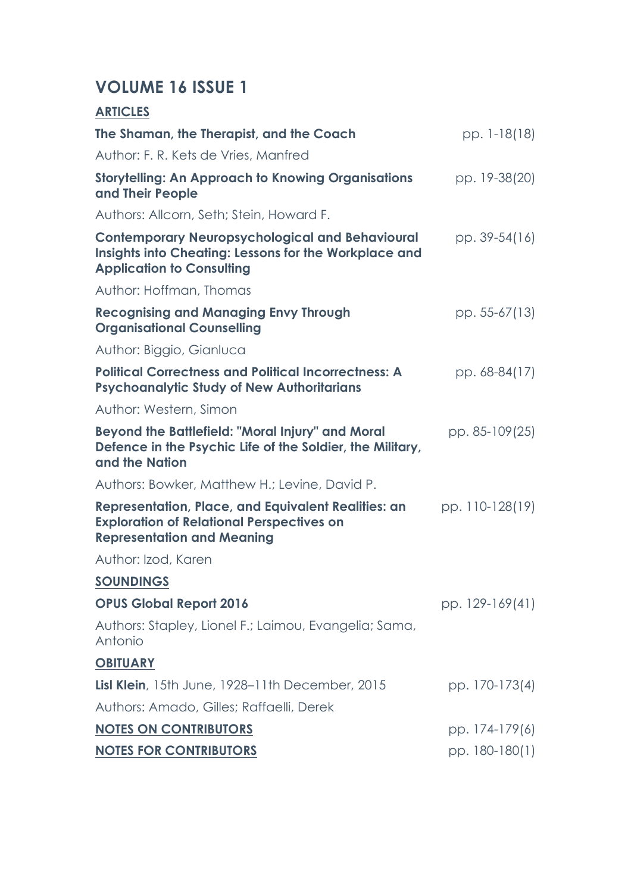# VOLUME 16 ISSUE 1

## ARTICLES

**The Shaman, the Therapist, and the Coach** — pp. 1-18(18)

Author: F. R. Kets de Vries, Manfred

**Storytelling: An Approach to Knowing Organisations and Their People** — pp. 19-38(20)

Authors: Allcorn, Seth; Stein, Howard F.

**Contemporary Neuropsychological and Behavioural Insights into Cheating: Lessons for the Workplace and Application to Consulting** — pp. 39-54(16)

Author: Hoffman, Thomas

**Recognising and Managing Envy Through Organisational Counselling** — pp. 55-67(13)

Author: Biggio, Gianluca

**Political Correctness and Political Incorrectness: A Psychoanalytic Study of New Authoritarians** — pp. 68-84(17)

Author: Western, Simon

**Beyond the Battlefield: "Moral Injury" and Moral Defence in the Psychic Life of the Soldier, the Military, and the Nation** — pp. 85-109(25)

Authors: Bowker, Matthew H.; Levine, David P.

**Representation, Place, and Equivalent Realities: an Exploration of Relational Perspectives on Representation and Meaning** — pp. 110-128(19)

Author: Izod, Karen

## SOUNDINGS

**OPUS Global Report 2016** — pp. 129-169(41)

Authors: Stapley, Lionel F.; Laimou, Evangelia; Sama, Antonio

## OBITUARY

**Lisl Klein**, 15th June, 1928–11th December, 2015 — pp. 170-173(4)

Authors: Amado, Gilles; Raffaelli, Derek

## NOTES ON CONTRIBUTORS — pp. 174-179(6)

## NOTES FOR CONTRIBUTORS — pp. 180-180(1)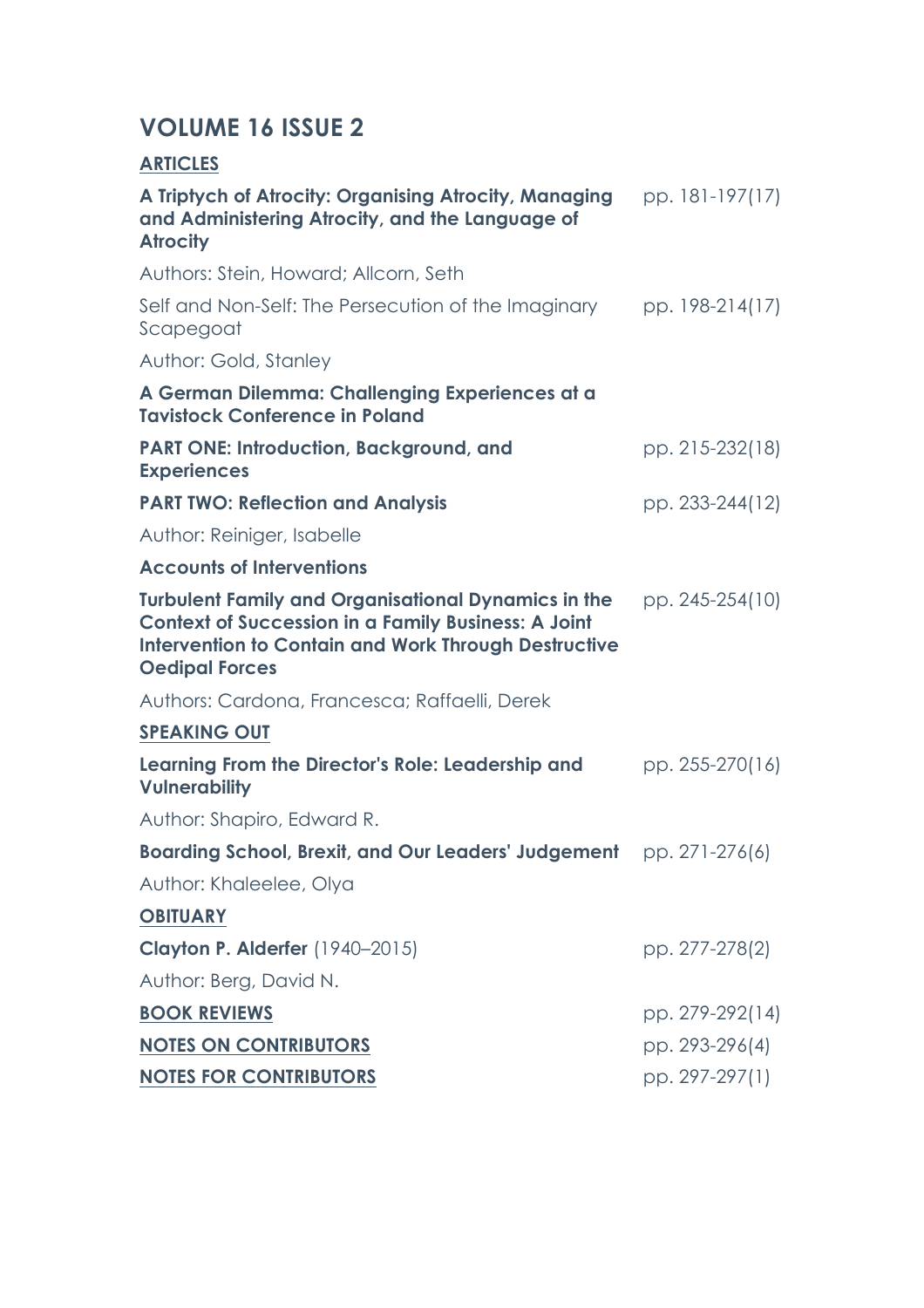## VOLUME 16 ISSUE 2

### ARTICLES

**A Triptych of Atrocity: Organising Atrocity, Managing and Administering Atrocity, and the Language of Atrocity** — pp. 181-197(17)

Authors: Stein, Howard; Allcorn, Seth

Self and Non-Self: The Persecution of the Imaginary Scapegoat — pp. 198-214(17)

Author: Gold, Stanley

**A German Dilemma: Challenging Experiences at a Tavistock Conference in Poland**

**PART ONE: Introduction, Background, and Experiences** — pp. 215-232(18)

**PART TWO: Reflection and Analysis** — pp. 233-244(12)

Author: Reiniger, Isabelle

**Accounts of Interventions**

**Turbulent Family and Organisational Dynamics in the Context of Succession in a Family Business: A Joint Intervention to Contain and Work Through Destructive Oedipal Forces** — pp. 245-254(10)

Authors: Cardona, Francesca; Raffaelli, Derek

### SPEAKING OUT

**Learning From the Director's Role: Leadership and Vulnerability** — pp. 255-270(16)

Author: Shapiro, Edward R.

**Boarding School, Brexit, and Our Leaders' Judgement** — pp. 271-276(6)

Author: Khaleelee, Olya

### OBITUARY

**Clayton P. Alderfer** (1940–2015) — pp. 277-278(2)

Author: Berg, David N.

### BOOK REVIEWS — pp. 279-292(14)

### NOTES ON CONTRIBUTORS — pp. 293-296(4)

### NOTES FOR CONTRIBUTORS — pp. 297-297(1)